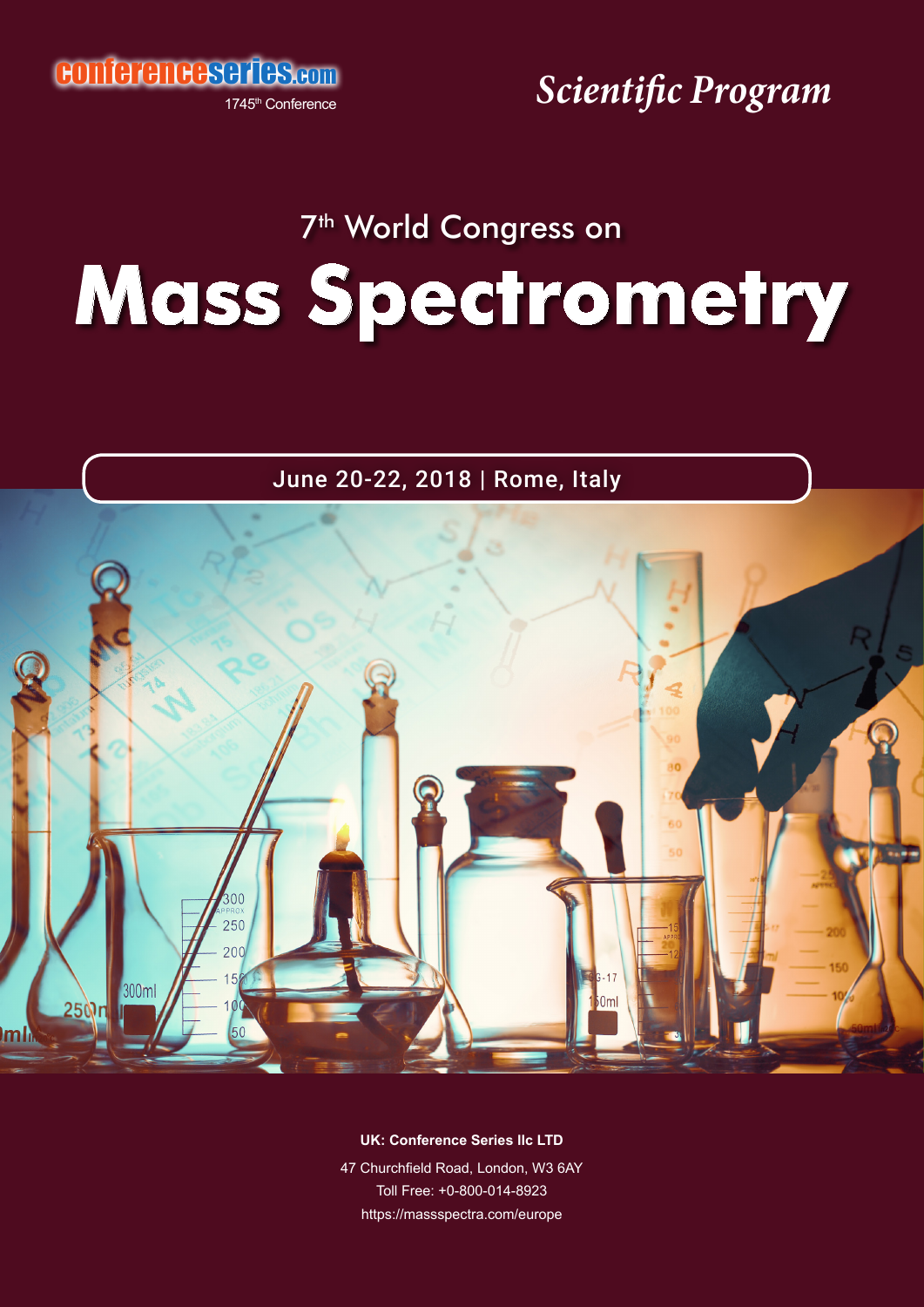conferenceseries.com

1745[th] Conference

*Scientific Program*

7[th] World Congress on

# Mass Spectrometry

June 20-22, 2018 | Rome, Italy

**UK: Conference Series llc LTD**

47 Churchfield Road, London, W3 6AY

Toll Free: +0-800-014-8923

https://massspectra.com/europe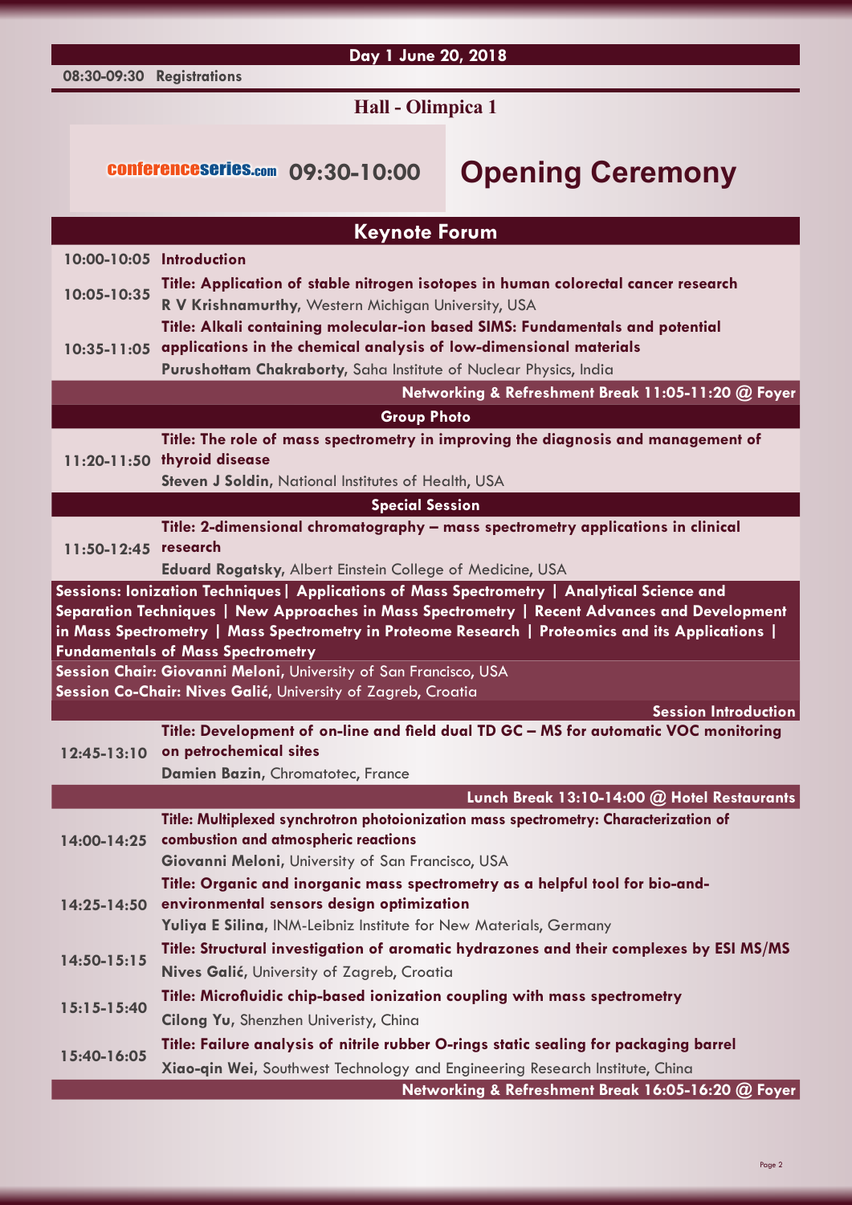## Day 1 June 20, 2018

**08:30-09:30 Registrations**

## Hall - Olimpica 1

conferenceseries.com **09:30-10:00** **Opening Ceremony**

## Keynote Forum

**10:00-10:05 Introduction**

**10:05-10:35** **Title: Application of stable nitrogen isotopes in human colorectal cancer research**
**R V Krishnamurthy**, Western Michigan University, USA

**10:35-11:05** **Title: Alkali containing molecular-ion based SIMS: Fundamentals and potential applications in the chemical analysis of low-dimensional materials**
**Purushottam Chakraborty**, Saha Institute of Nuclear Physics, India

**Networking & Refreshment Break 11:05-11:20 @ Foyer**

**Group Photo**

**11:20-11:50** **Title: The role of mass spectrometry in improving the diagnosis and management of thyroid disease**
**Steven J Soldin**, National Institutes of Health, USA

**Special Session**

**11:50-12:45** **Title: 2-dimensional chromatography – mass spectrometry applications in clinical research**
**Eduard Rogatsky**, Albert Einstein College of Medicine, USA

**Sessions: Ionization Techniques | Applications of Mass Spectrometry | Analytical Science and Separation Techniques | New Approaches in Mass Spectrometry | Recent Advances and Development in Mass Spectrometry | Mass Spectrometry in Proteome Research | Proteomics and its Applications | Fundamentals of Mass Spectrometry**

**Session Chair: Giovanni Meloni**, University of San Francisco, USA
**Session Co-Chair: Nives Galić**, University of Zagreb, Croatia

**Session Introduction**

**12:45-13:10** **Title: Development of on-line and field dual TD GC – MS for automatic VOC monitoring on petrochemical sites**
**Damien Bazin**, Chromatotec, France

**Lunch Break 13:10-14:00 @ Hotel Restaurants**

**14:00-14:25** **Title: Multiplexed synchrotron photoionization mass spectrometry: Characterization of combustion and atmospheric reactions**
**Giovanni Meloni**, University of San Francisco, USA

**14:25-14:50** **Title: Organic and inorganic mass spectrometry as a helpful tool for bio-and-environmental sensors design optimization**
**Yuliya E Silina**, INM-Leibniz Institute for New Materials, Germany

**14:50-15:15** **Title: Structural investigation of aromatic hydrazones and their complexes by ESI MS/MS**
**Nives Galić**, University of Zagreb, Croatia

**15:15-15:40** **Title: Microfluidic chip-based ionization coupling with mass spectrometry**
**Cilong Yu**, Shenzhen Univeristy, China

**15:40-16:05** **Title: Failure analysis of nitrile rubber O-rings static sealing for packaging barrel**
**Xiao-qin Wei**, Southwest Technology and Engineering Research Institute, China

**Networking & Refreshment Break 16:05-16:20 @ Foyer**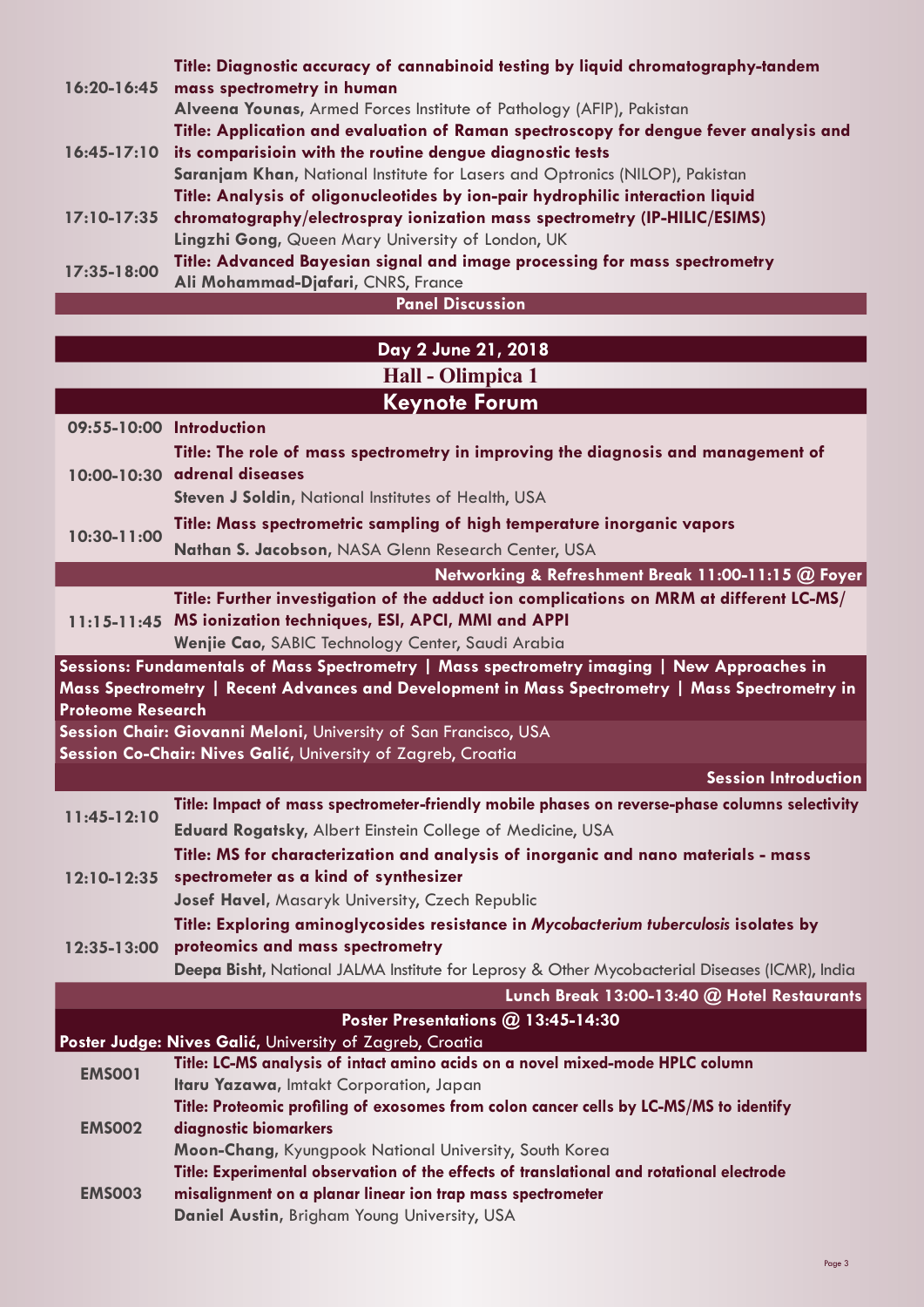| | |
|---|---|
| 16:20-16:45 | **Title: Diagnostic accuracy of cannabinoid testing by liquid chromatography-tandem mass spectrometry in human**<br>**Alveena Younas**, Armed Forces Institute of Pathology (AFIP), Pakistan |
| 16:45-17:10 | **Title: Application and evaluation of Raman spectroscopy for dengue fever analysis and its comparisioin with the routine dengue diagnostic tests**<br>**Saranjam Khan**, National Institute for Lasers and Optronics (NILOP), Pakistan |
| 17:10-17:35 | **Title: Analysis of oligonucleotides by ion-pair hydrophilic interaction liquid chromatography/electrospray ionization mass spectrometry (IP-HILIC/ESIMS)**<br>**Lingzhi Gong**, Queen Mary University of London, UK |
| 17:35-18:00 | **Title: Advanced Bayesian signal and image processing for mass spectrometry**<br>**Ali Mohammad-Djafari**, CNRS, France |

**Panel Discussion**

## Day 2 June 21, 2018

## Hall - Olimpica 1

## Keynote Forum

| | |
|---|---|
| 09:55-10:00 | **Introduction** |
| 10:00-10:30 | **Title: The role of mass spectrometry in improving the diagnosis and management of adrenal diseases**<br>**Steven J Soldin**, National Institutes of Health, USA |
| 10:30-11:00 | **Title: Mass spectrometric sampling of high temperature inorganic vapors**<br>**Nathan S. Jacobson**, NASA Glenn Research Center, USA |
| | **Networking & Refreshment Break 11:00-11:15 @ Foyer** |
| 11:15-11:45 | **Title: Further investigation of the adduct ion complications on MRM at different LC-MS/MS ionization techniques, ESI, APCI, MMI and APPI**<br>**Wenjie Cao**, SABIC Technology Center, Saudi Arabia |

**Sessions: Fundamentals of Mass Spectrometry | Mass spectrometry imaging | New Approaches in Mass Spectrometry | Recent Advances and Development in Mass Spectrometry | Mass Spectrometry in Proteome Research**

**Session Chair: Giovanni Meloni**, University of San Francisco, USA
**Session Co-Chair: Nives Galić**, University of Zagreb, Croatia

**Session Introduction**

| | |
|---|---|
| 11:45-12:10 | **Title: Impact of mass spectrometer-friendly mobile phases on reverse-phase columns selectivity**<br>**Eduard Rogatsky**, Albert Einstein College of Medicine, USA |
| 12:10-12:35 | **Title: MS for characterization and analysis of inorganic and nano materials - mass spectrometer as a kind of synthesizer**<br>**Josef Havel**, Masaryk University, Czech Republic |
| 12:35-13:00 | **Title: Exploring aminoglycosides resistance in *Mycobacterium tuberculosis* isolates by proteomics and mass spectrometry**<br>**Deepa Bisht**, National JALMA Institute for Leprosy & Other Mycobacterial Diseases (ICMR), India |
| | **Lunch Break 13:00-13:40 @ Hotel Restaurants** |

**Poster Presentations @ 13:45-14:30**

**Poster Judge: Nives Galić**, University of Zagreb, Croatia

| | |
|---|---|
| EMS001 | **Title: LC-MS analysis of intact amino acids on a novel mixed-mode HPLC column**<br>**Itaru Yazawa**, Imtakt Corporation, Japan |
| EMS002 | **Title: Proteomic profiling of exosomes from colon cancer cells by LC-MS/MS to identify diagnostic biomarkers**<br>**Moon-Chang**, Kyungpook National University, South Korea |
| EMS003 | **Title: Experimental observation of the effects of translational and rotational electrode misalignment on a planar linear ion trap mass spectrometer**<br>**Daniel Austin**, Brigham Young University, USA |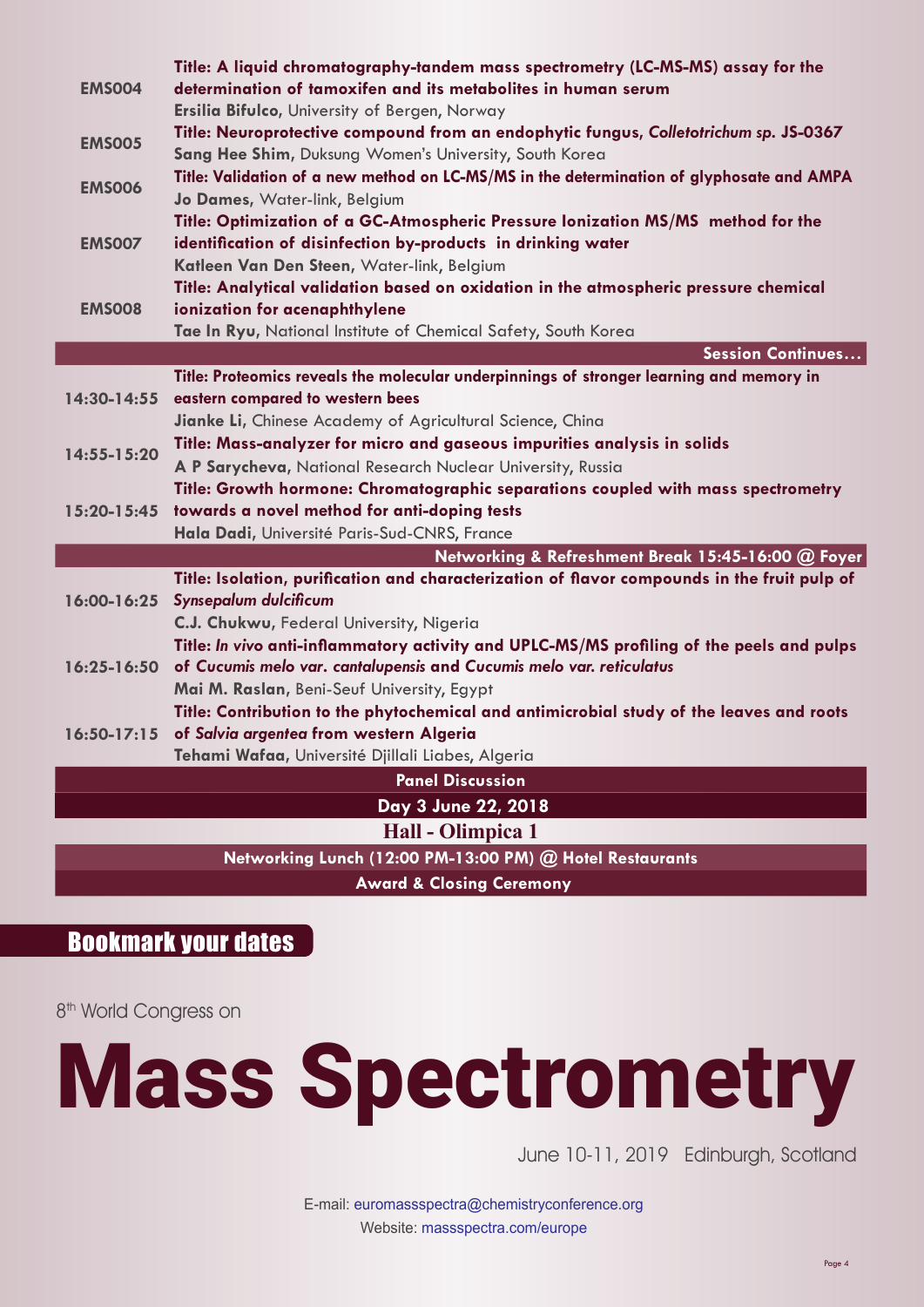| | |
|---|---|
| **EMS004** | **Title: A liquid chromatography-tandem mass spectrometry (LC-MS-MS) assay for the determination of tamoxifen and its metabolites in human serum**<br>**Ersilia Bifulco**, University of Bergen, Norway |
| **EMS005** | **Title: Neuroprotective compound from an endophytic fungus, *Colletotrichum sp.* JS-0367**<br>**Sang Hee Shim**, Duksung Women's University, South Korea |
| **EMS006** | **Title: Validation of a new method on LC-MS/MS in the determination of glyphosate and AMPA**<br>**Jo Dames**, Water-link, Belgium |
| **EMS007** | **Title: Optimization of a GC-Atmospheric Pressure Ionization MS/MS method for the identification of disinfection by-products in drinking water**<br>**Katleen Van Den Steen**, Water-link, Belgium |
| **EMS008** | **Title: Analytical validation based on oxidation in the atmospheric pressure chemical ionization for acenaphthylene**<br>**Tae In Ryu**, National Institute of Chemical Safety, South Korea |
| | **Session Continues…** |
| **14:30-14:55** | **Title: Proteomics reveals the molecular underpinnings of stronger learning and memory in eastern compared to western bees**<br>**Jianke Li**, Chinese Academy of Agricultural Science, China |
| **14:55-15:20** | **Title: Mass-analyzer for micro and gaseous impurities analysis in solids**<br>**A P Sarycheva**, National Research Nuclear University, Russia |
| **15:20-15:45** | **Title: Growth hormone: Chromatographic separations coupled with mass spectrometry towards a novel method for anti-doping tests**<br>**Hala Dadi**, Université Paris-Sud-CNRS, France |
| | **Networking & Refreshment Break 15:45-16:00 @ Foyer** |
| **16:00-16:25** | **Title: Isolation, purification and characterization of flavor compounds in the fruit pulp of *Synsepalum dulcificum***<br>**C.J. Chukwu**, Federal University, Nigeria |
| **16:25-16:50** | **Title: *In vivo* anti-inflammatory activity and UPLC-MS/MS profiling of the peels and pulps of *Cucumis melo var. cantalupensis* and *Cucumis melo var. reticulatus***<br>**Mai M. Raslan**, Beni-Seuf University, Egypt |
| **16:50-17:15** | **Title: Contribution to the phytochemical and antimicrobial study of the leaves and roots of *Salvia argentea* from western Algeria**<br>**Tehami Wafaa**, Université Djillali Liabes, Algeria |
| | **Panel Discussion** |
| | **Day 3 June 22, 2018** |
| | **Hall - Olimpica 1** |
| | **Networking Lunch (12:00 PM-13:00 PM) @ Hotel Restaurants** |
| | **Award & Closing Ceremony** |

## Bookmark your dates

8th World Congress on

# Mass Spectrometry

June 10-11, 2019 Edinburgh, Scotland

E-mail: euromassspectra@chemistryconference.org
Website: massspectra.com/europe